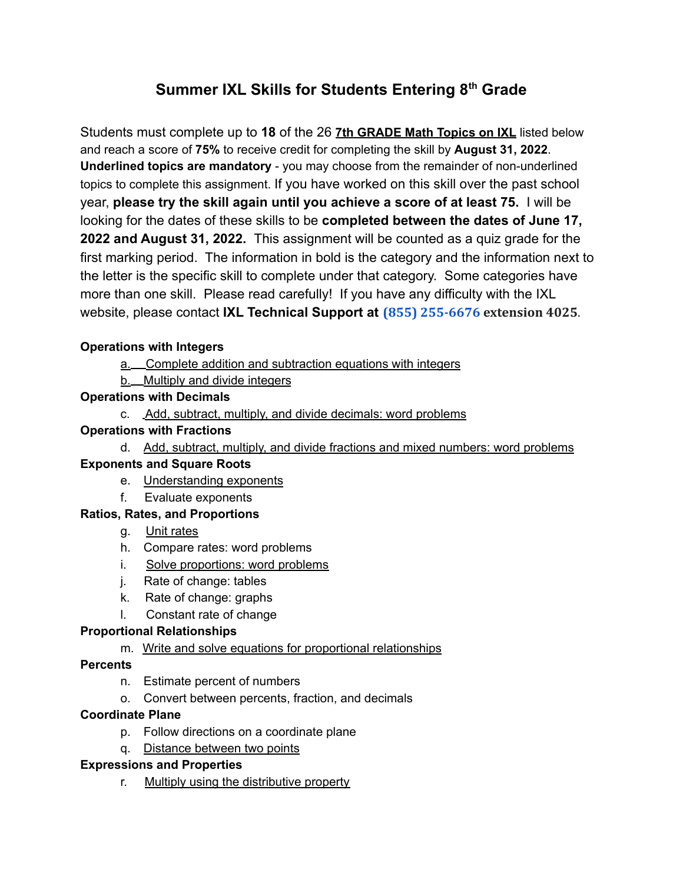# Summary IXL Skills for Students Entering $8^{th}$ Grade

Students must complete up to **18** of the 26 **7th GRADE Math Topics on IXL** listed below and reach a score of **75%** to receive credit for completing the skill by **August 31, 2022**. **Underlined topics are mandatory** - you may choose from the remainder of non-underlined topics to complete this assignment. If you have worked on this skill over the past school year, **please try the skill again until you achieve a score of at least 75.** I will be looking for the dates of these skills to be **completed between the dates of June 17, 2022 and August 31, 2022.** This assignment will be counted as a quiz grade for the first marking period. The information in bold is the category and the information next to the letter is the specific skill to complete under that category. Some categories have more than one skill. Please read carefully! If you have any difficulty with the IXL website, please contact **IXL Technical Support at (855) 255-6676 extension 4025**.

**Operations with Integers**

- a. <u>Complete addition and subtraction equations with integers</u>
- b. <u>Multiply and divide integers</u>

**Operations with Decimals**

- c. <u>Add, subtract, multiply, and divide decimals: word problems</u>

**Operations with Fractions**

- d. <u>Add, subtract, multiply, and divide fractions and mixed numbers: word problems</u>

**Exponents and Square Roots**

- e. <u>Understanding exponents</u>
- f. Evaluate exponents

**Ratios, Rates, and Proportions**

- g. <u>Unit rates</u>
- h. Compare rates: word problems
- i. <u>Solve proportions: word problems</u>
- j. Rate of change: tables
- k. Rate of change: graphs
- l. Constant rate of change

**Proportional Relationships**

- m. <u>Write and solve equations for proportional relationships</u>

**Percents**

- n. Estimate percent of numbers
- o. Convert between percents, fraction, and decimals

**Coordinate Plane**

- p. Follow directions on a coordinate plane
- q. <u>Distance between two points</u>

**Expressions and Properties**

- r. <u>Multiply using the distributive property</u>

# Summer IXL Skills for Students Entering $8^{th}$ Grade

Students must complete up to **18** of the 26 **7th GRADE Math Topics on IXL** listed below and reach a score of **75%** to receive credit for completing the skill by **August 31, 2022**. **Underlined topics are mandatory** - you may choose from the remainder of non-underlined topics to complete this assignment. If you have worked on this skill over the past school year, **please try the skill again until you achieve a score of at least 75.** I will be looking for the dates of these skills to be **completed between the dates of June 17, 2022 and August 31, 2022.** This assignment will be counted as a quiz grade for the first marking period. The information in bold is the category and the information next to the letter is the specific skill to complete under that category. Some categories have more than one skill. Please read carefully! If you have any difficulty with the IXL website, please contact **IXL Technical Support at (855) 255-6676 extension 4025**.

**Operations with Integers**

- a. <u>Complete addition and subtraction equations with integers</u>
- b. <u>Multiply and divide integers</u>

**Operations with Decimals**

- c. <u>Add, subtract, multiply, and divide decimals: word problems</u>

**Operations with Fractions**

- d. <u>Add, subtract, multiply, and divide fractions and mixed numbers: word problems</u>

**Exponents and Square Roots**

- e. <u>Understanding exponents</u>
- f. Evaluate exponents

**Ratios, Rates, and Proportions**

- g. <u>Unit rates</u>
- h. Compare rates: word problems
- i. <u>Solve proportions: word problems</u>
- j. Rate of change: tables
- k. Rate of change: graphs
- l. Constant rate of change

**Proportional Relationships**

- m. <u>Write and solve equations for proportional relationships</u>

**Percents**

- n. Estimate percent of numbers
- o. Convert between percents, fraction, and decimals

**Coordinate Plane**

- p. Follow directions on a coordinate plane
- q. <u>Distance between two points</u>

**Expressions and Properties**

- r. <u>Multiply using the distributive property</u>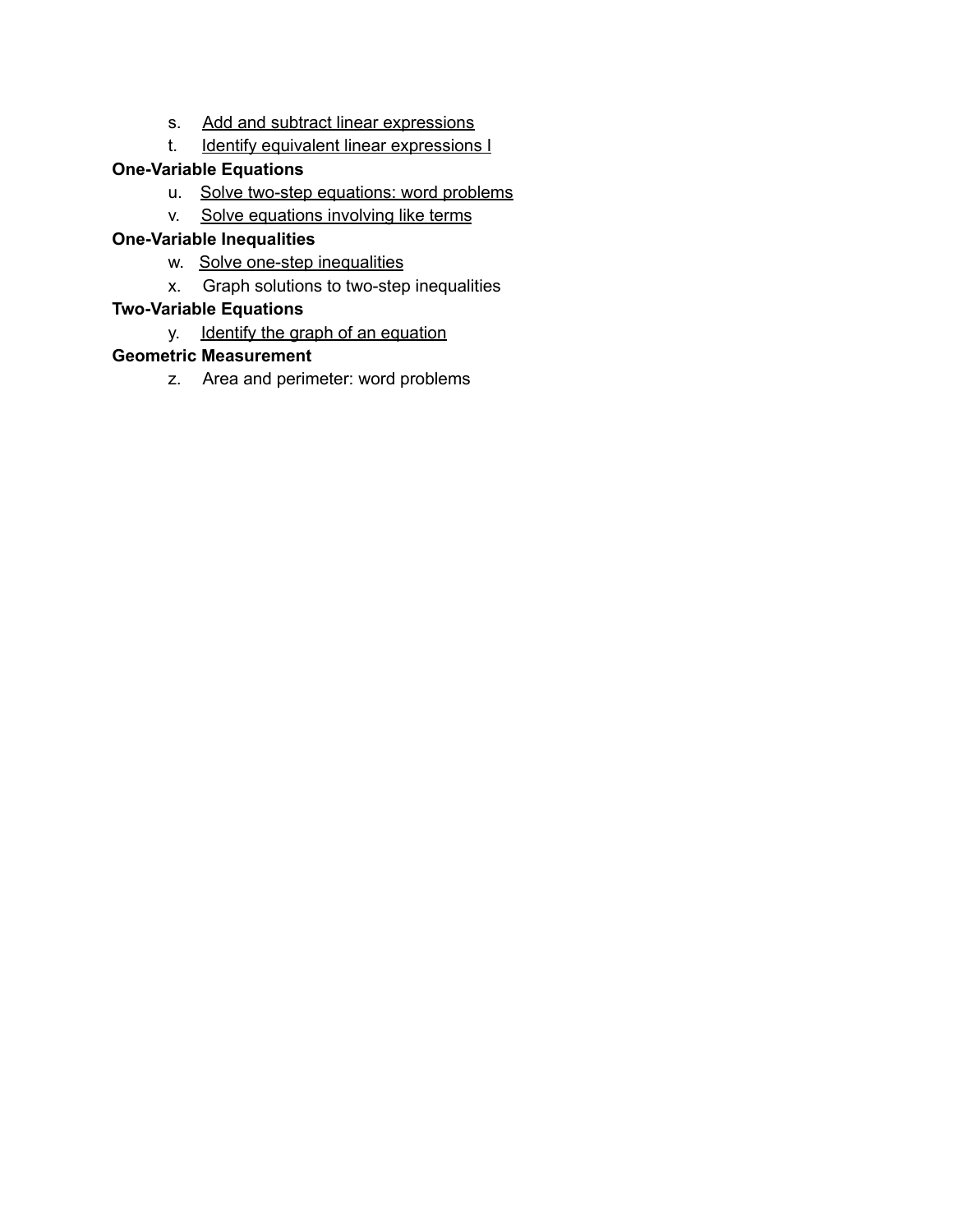s. <u>Add and subtract linear expressions</u>
t. <u>Identify equivalent linear expressions I</u>

**One-Variable Equations**

u. <u>Solve two-step equations: word problems</u>
v. <u>Solve equations involving like terms</u>

**One-Variable Inequalities**

w. <u>Solve one-step inequalities</u>
x. Graph solutions to two-step inequalities

**Two-Variable Equations**

y. <u>Identify the graph of an equation</u>

**Geometric Measurement**

z. Area and perimeter: word problems